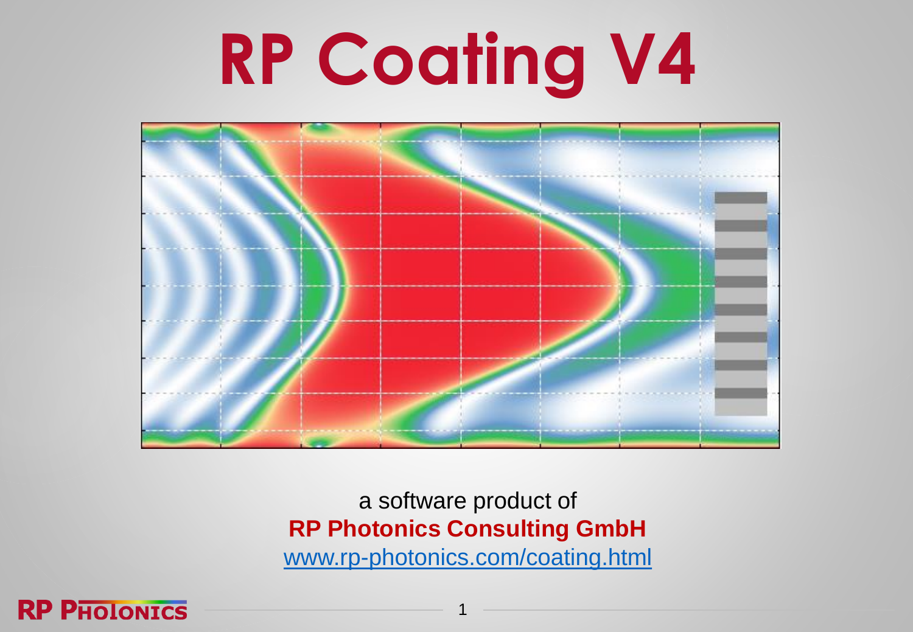# RP Coating V4

a software product of

**RP Photonics Consulting GmbH**

[www.rp-photonics.com/coating.html](http://www.rp-photonics.com/coating.html)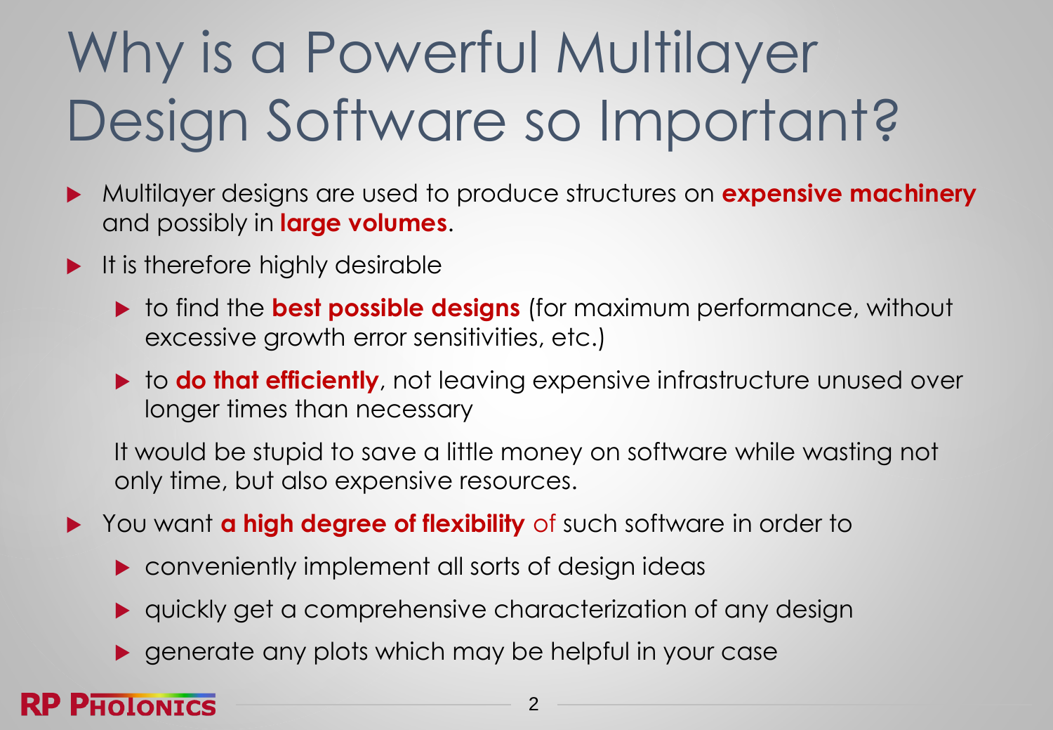# Why is a Powerful Multilayer Design Software so Important?

- Multilayer designs are used to produce structures on **expensive machinery** and possibly in **large volumes**.
- It is therefore highly desirable
  - to find the **best possible designs** (for maximum performance, without excessive growth error sensitivities, etc.)
  - to **do that efficiently**, not leaving expensive infrastructure unused over longer times than necessary

  It would be stupid to save a little money on software while wasting not only time, but also expensive resources.
- You want **a high degree of flexibility** of such software in order to
  - conveniently implement all sorts of design ideas
  - quickly get a comprehensive characterization of any design
  - generate any plots which may be helpful in your case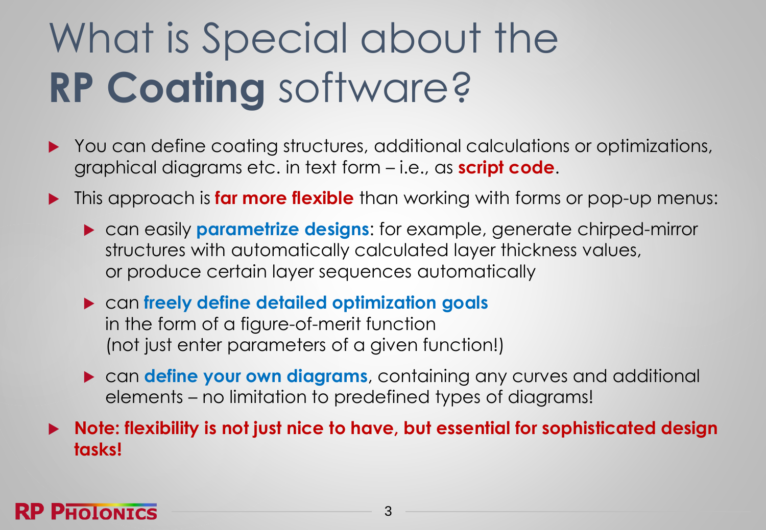# What is Special about the **RP Coating** software?

- You can define coating structures, additional calculations or optimizations, graphical diagrams etc. in text form – i.e., as **script code**.
- This approach is **far more flexible** than working with forms or pop-up menus:
  - can easily **parametrize designs**: for example, generate chirped-mirror structures with automatically calculated layer thickness values, or produce certain layer sequences automatically
  - can **freely define detailed optimization goals** in the form of a figure-of-merit function (not just enter parameters of a given function!)
  - can **define your own diagrams**, containing any curves and additional elements – no limitation to predefined types of diagrams!
- **Note: flexibility is not just nice to have, but essential for sophisticated design tasks!**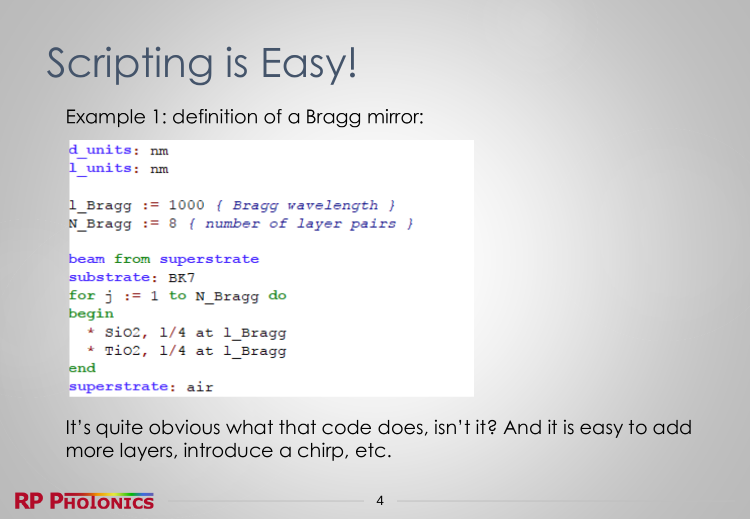# Scripting is Easy!

Example 1: definition of a Bragg mirror:

```
d_units: nm
l_units: nm

l_Bragg := 1000 { Bragg wavelength }
N_Bragg := 8 { number of layer pairs }

beam from superstrate
substrate: BK7
for j := 1 to N_Bragg do
begin
  * SiO2, 1/4 at l_Bragg
  * TiO2, 1/4 at l_Bragg
end
superstrate: air
```

It's quite obvious what that code does, isn't it? And it is easy to add more layers, introduce a chirp, etc.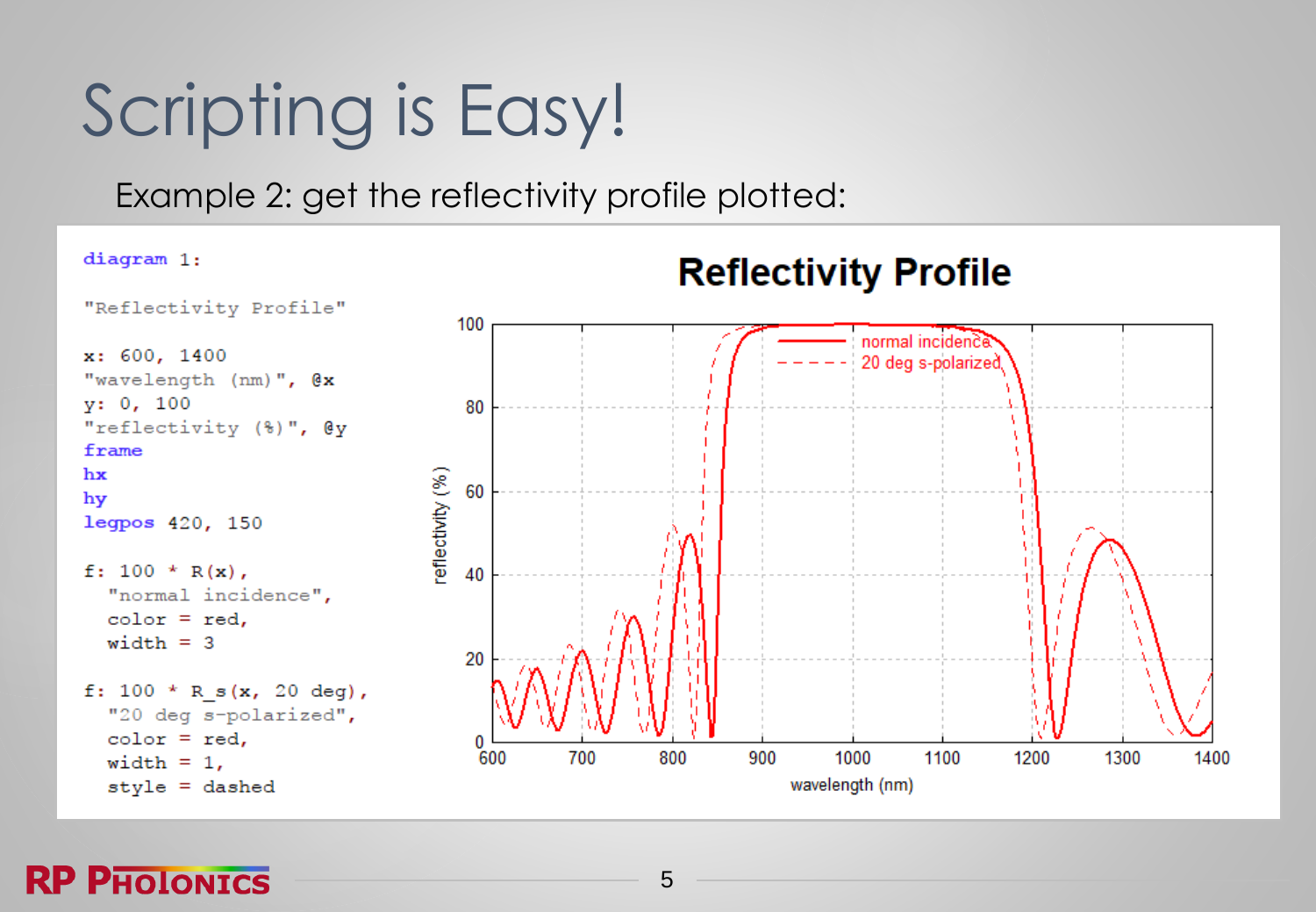# Scripting is Easy!

Example 2: get the reflectivity profile plotted:

```
diagram 1:

"Reflectivity Profile"

x: 600, 1400
"wavelength (nm)", @x
y: 0, 100
"reflectivity (%)", @y
frame
hx
hy
legpos 420, 150

f: 100 * R(x),
  "normal incidence",
  color = red,
  width = 3

f: 100 * R_s(x, 20 deg),
  "20 deg s-polarized",
  color = red,
  width = 1,
  style = dashed
```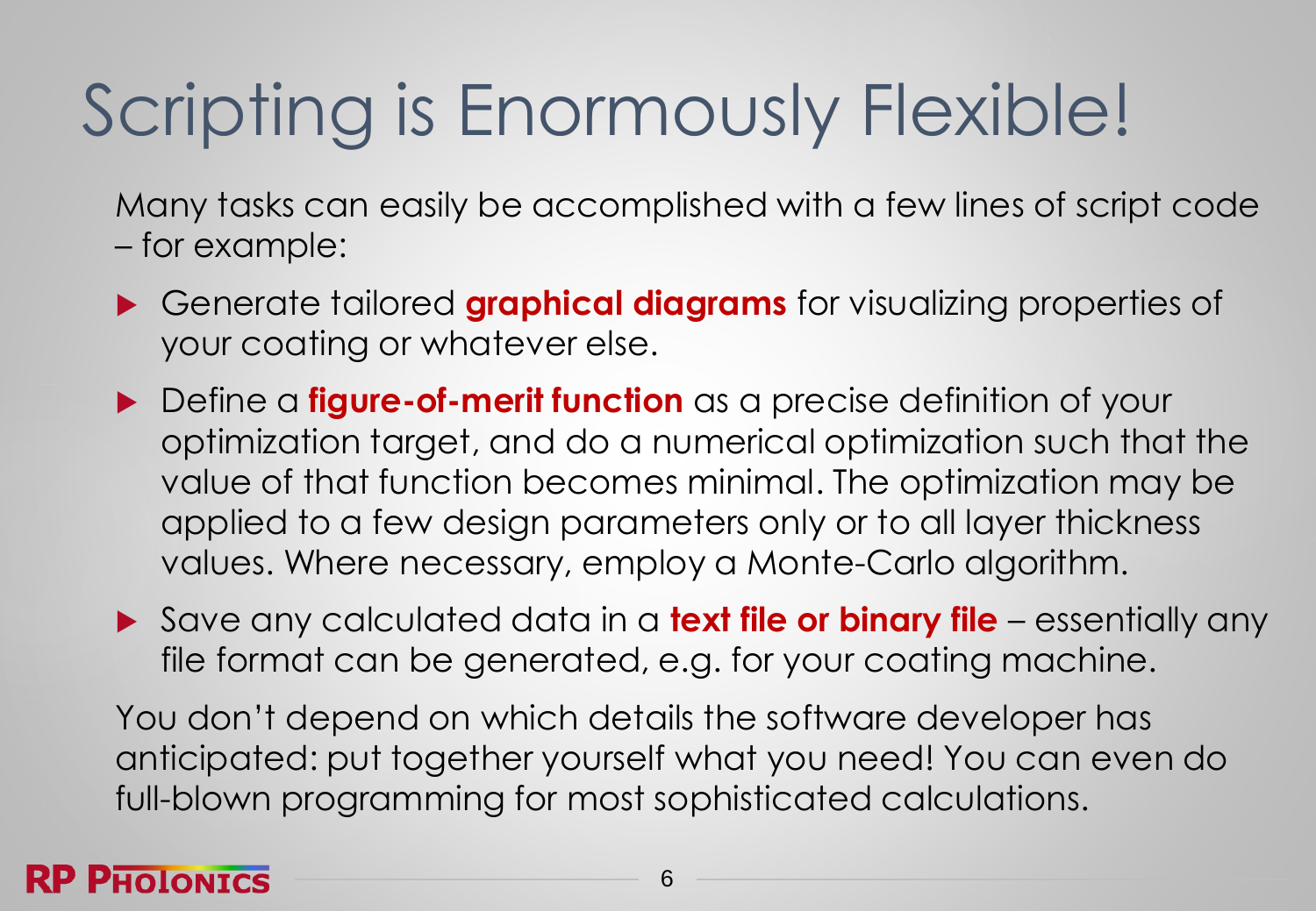# Scripting is Enormously Flexible!

Many tasks can easily be accomplished with a few lines of script code – for example:

- Generate tailored **graphical diagrams** for visualizing properties of your coating or whatever else.
- Define a **figure-of-merit function** as a precise definition of your optimization target, and do a numerical optimization such that the value of that function becomes minimal. The optimization may be applied to a few design parameters only or to all layer thickness values. Where necessary, employ a Monte-Carlo algorithm.
- Save any calculated data in a **text file or binary file** – essentially any file format can be generated, e.g. for your coating machine.

You don't depend on which details the software developer has anticipated: put together yourself what you need! You can even do full-blown programming for most sophisticated calculations.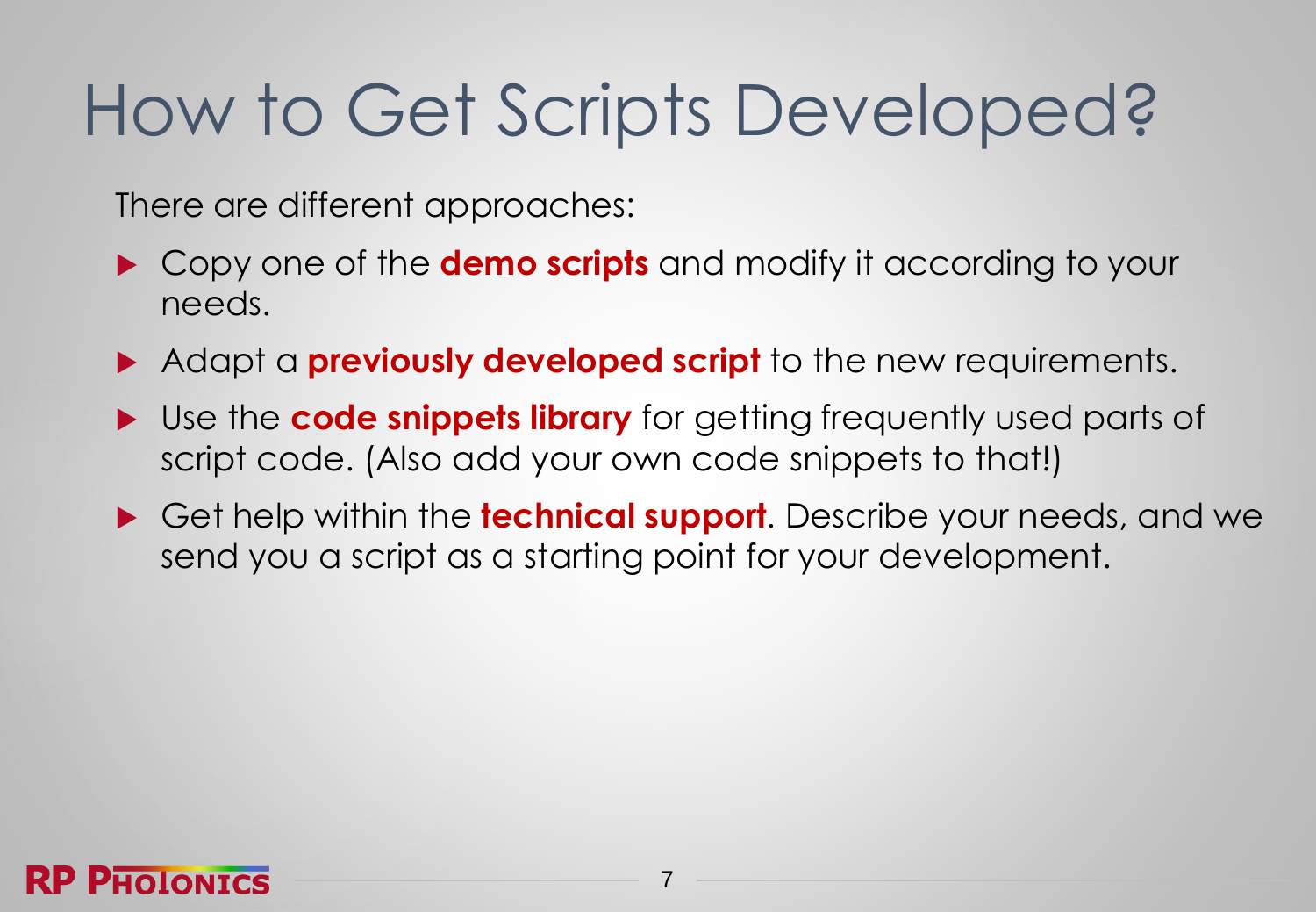# How to Get Scripts Developed?

There are different approaches:

- Copy one of the **demo scripts** and modify it according to your needs.
- Adapt a **previously developed script** to the new requirements.
- Use the **code snippets library** for getting frequently used parts of script code. (Also add your own code snippets to that!)
- Get help within the **technical support**. Describe your needs, and we send you a script as a starting point for your development.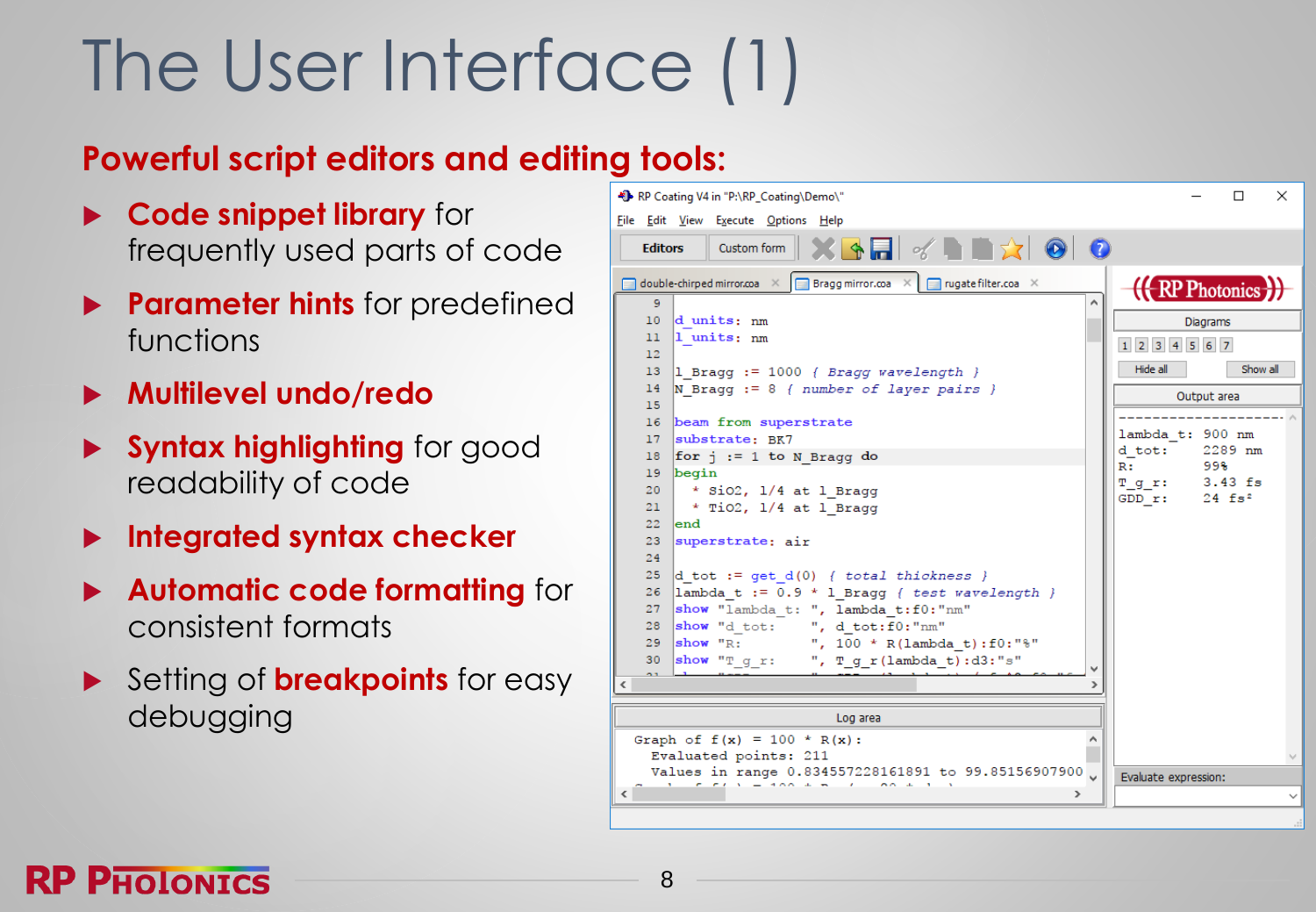# The User Interface (1)

## Powerful script editors and editing tools:

- **Code snippet library** for frequently used parts of code
- **Parameter hints** for predefined functions
- **Multilevel undo/redo**
- **Syntax highlighting** for good readability of code
- **Integrated syntax checker**
- **Automatic code formatting** for consistent formats
- Setting of **breakpoints** for easy debugging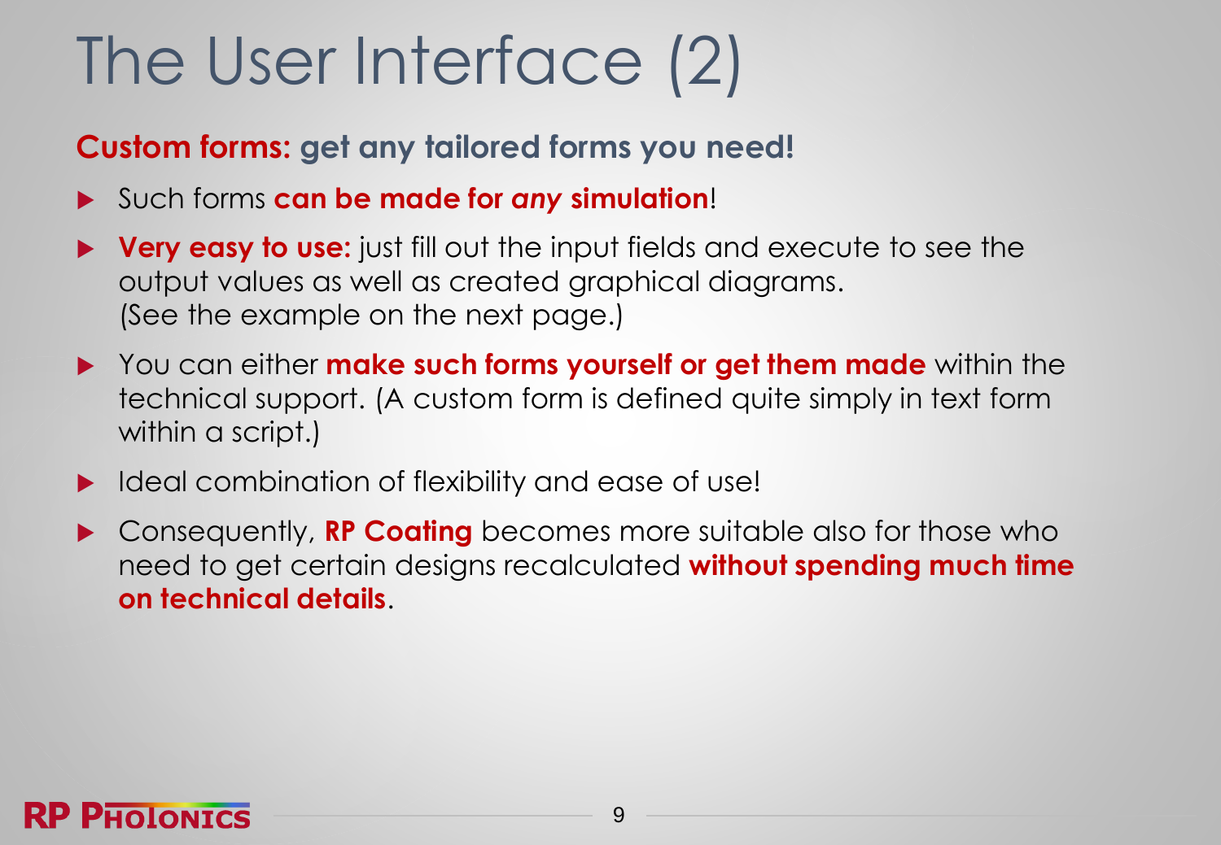# The User Interface (2)

**Custom forms: get any tailored forms you need!**

- Such forms **can be made for *any* simulation**!
- **Very easy to use:** just fill out the input fields and execute to see the output values as well as created graphical diagrams. (See the example on the next page.)
- You can either **make such forms yourself or get them made** within the technical support. (A custom form is defined quite simply in text form within a script.)
- Ideal combination of flexibility and ease of use!
- Consequently, **RP Coating** becomes more suitable also for those who need to get certain designs recalculated **without spending much time on technical details**.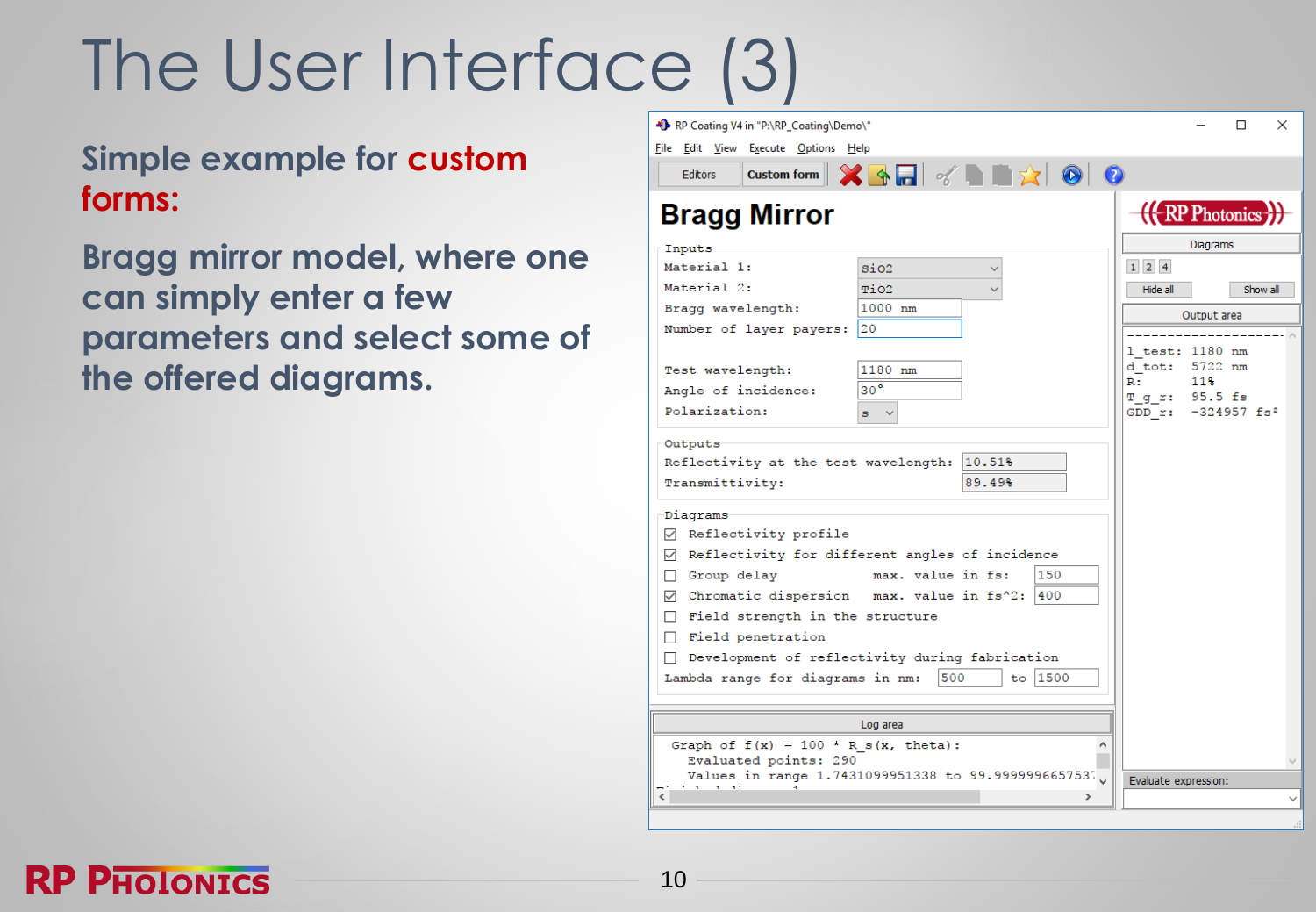# The User Interface (3)

## Simple example for custom forms:

## Bragg mirror model, where one can simply enter a few parameters and select some of the offered diagrams.

RP Coating V4 in "P:\RP_Coating\Demo\"

File Edit View Execute Options Help

Editors | Custom form

# Bragg Mirror

**Inputs**

| | |
|---|---|
| Material 1: | SiO2 |
| Material 2: | TiO2 |
| Bragg wavelength: | 1000 nm |
| Number of layer payers: | 20 |
| Test wavelength: | 1180 nm |
| Angle of incidence: | 30° |
| Polarization: | s |

**Outputs**

| | |
|---|---|
| Reflectivity at the test wavelength: | 10.51% |
| Transmittivity: | 89.49% |

**Diagrams**

- [x] Reflectivity profile
- [x] Reflectivity for different angles of incidence
- [ ] Group delay — max. value in fs: 150
- [x] Chromatic dispersion — max. value in fs^2: 400
- [ ] Field strength in the structure
- [ ] Field penetration
- [ ] Development of reflectivity during fabrication

Lambda range for diagrams in nm: 500 to 1500

**Log area**

```
Graph of f(x) = 100 * R_s(x, theta):
   Evaluated points: 290
   Values in range 1.7431099951338 to 99.999999665753
```

RP Photonics

Diagrams

1 2 4

Hide all | Show all

**Output area**

```
--------------------
l_test:  1180 nm
d_tot:   5722 nm
R:       11%
T_g_r:   95.5 fs
GDD_r:   -324957 fs²
```

Evaluate expression: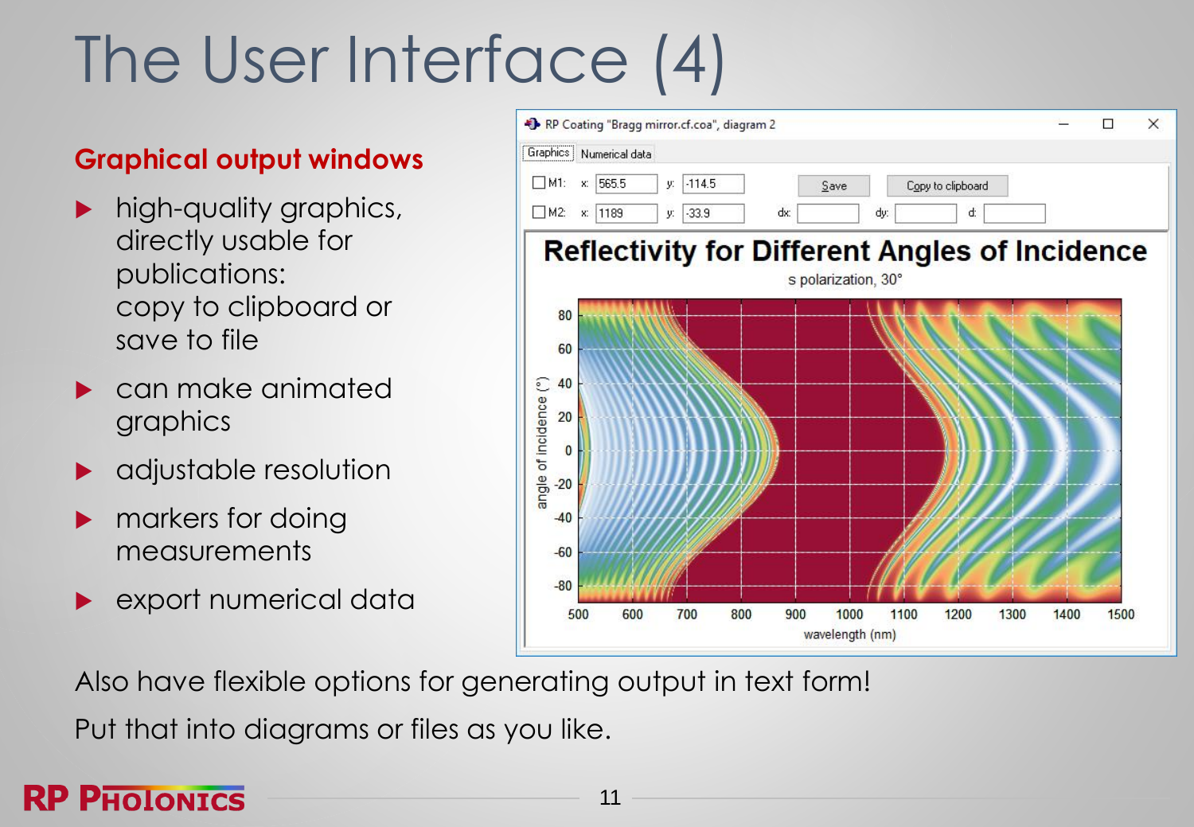# The User Interface (4)

## Graphical output windows

- high-quality graphics, directly usable for publications: copy to clipboard or save to file
- can make animated graphics
- adjustable resolution
- markers for doing measurements
- export numerical data

Also have flexible options for generating output in text form!

Put that into diagrams or files as you like.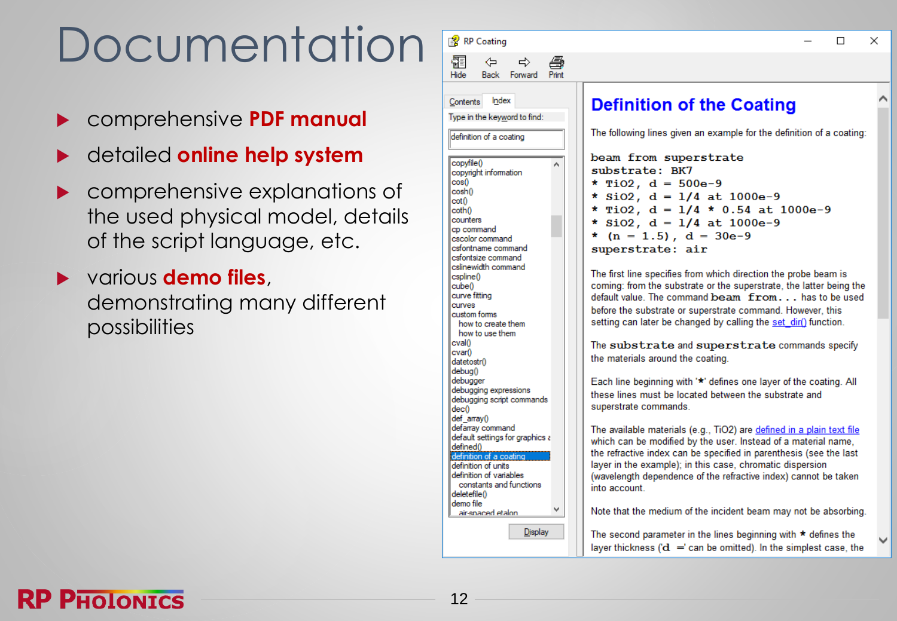# Documentation

- comprehensive **PDF manual**
- detailed **online help system**
- comprehensive explanations of the used physical model, details of the script language, etc.
- various **demo files**, demonstrating many different possibilities

RP Coating

Hide Back Forward Print

Contents Index

Type in the keyword to find:

definition of a coating

copyfile()
copyright information
cos()
cosh()
cot()
coth()
counters
cp command
cscolor command
csfontname command
csfontsize command
cslinewidth command
cspline()
cube()
curve fitting
curves
custom forms
how to create them
how to use them
cval()
cvar()
datetostr()
debug()
debugger
debugging expressions
debugging script commands
dec()
def_array()
defarray command
default settings for graphics
defined()
definition of a coating
definition of units
definition of variables
constants and functions
deletefile()
demo file
air-spaced etalon

Display

## Definition of the Coating

The following lines given an example for the definition of a coating:

```
beam from superstrate
substrate: BK7
* TiO2, d = 500e-9
* SiO2, d = 1/4 at 1000e-9
* TiO2, d = 1/4 * 0.54 at 1000e-9
* SiO2, d = 1/4 at 1000e-9
* (n = 1.5), d = 30e-9
superstrate: air
```

The first line specifies from which direction the probe beam is coming: from the substrate or the superstrate, the latter being the default value. The command `beam from...` has to be used before the substrate or superstrate command. However, this setting can later be changed by calling the set_dir() function.

The `substrate` and `superstrate` commands specify the materials around the coating.

Each line beginning with '*' defines one layer of the coating. All these lines must be located between the substrate and superstrate commands.

The available materials (e.g., TiO2) are defined in a plain text file which can be modified by the user. Instead of a material name, the refractive index can be specified in parenthesis (see the last layer in the example); in this case, chromatic dispersion (wavelength dependence of the refractive index) cannot be taken into account.

Note that the medium of the incident beam may not be absorbing.

The second parameter in the lines beginning with * defines the layer thickness ('d =' can be omitted). In the simplest case, the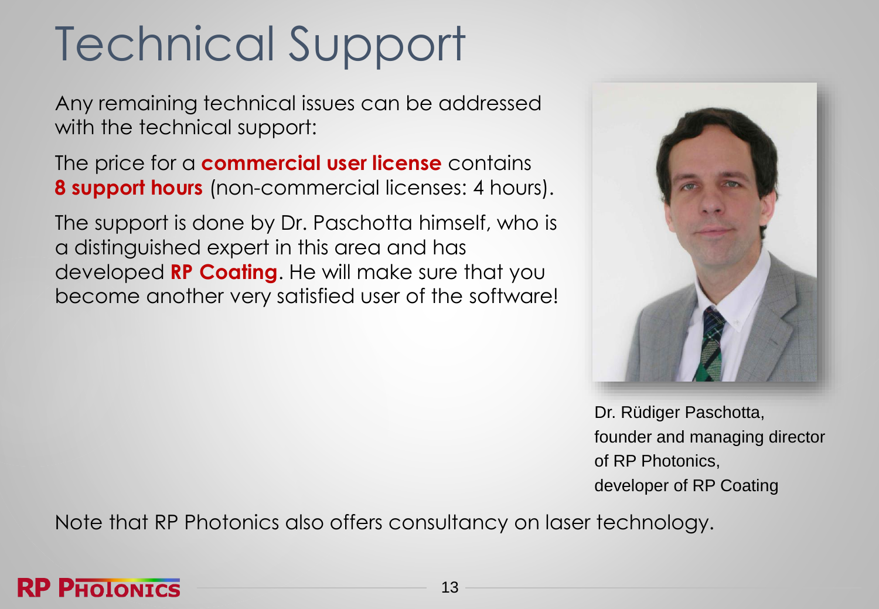# Technical Support

Any remaining technical issues can be addressed with the technical support:

The price for a **commercial user license** contains **8 support hours** (non-commercial licenses: 4 hours).

The support is done by Dr. Paschotta himself, who is a distinguished expert in this area and has developed **RP Coating**. He will make sure that you become another very satisfied user of the software!

Dr. Rüdiger Paschotta,
founder and managing director of RP Photonics,
developer of RP Coating

Note that RP Photonics also offers consultancy on laser technology.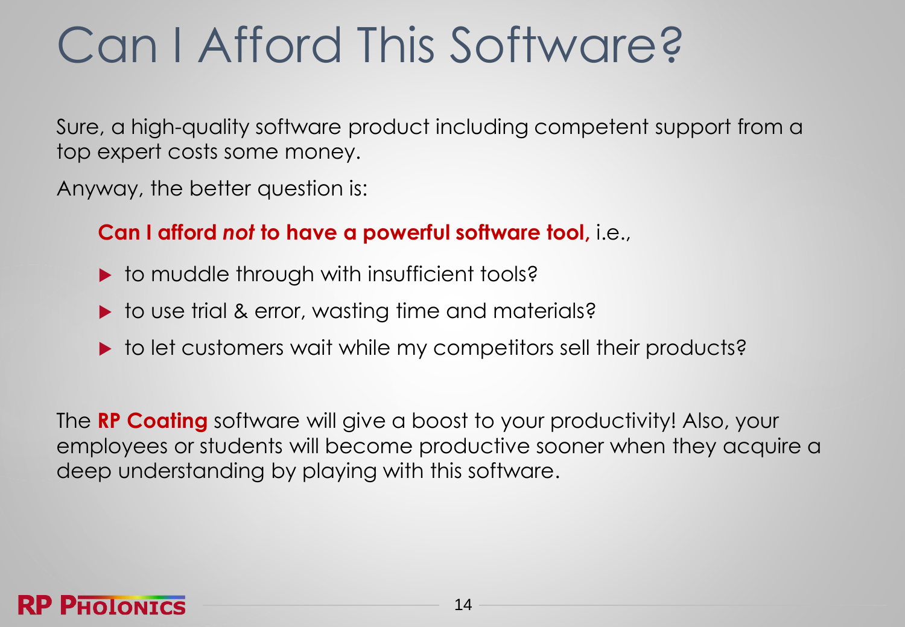# Can I Afford This Software?

Sure, a high-quality software product including competent support from a top expert costs some money.

Anyway, the better question is:

**Can I afford *not* to have a powerful software tool,** i.e.,

- to muddle through with insufficient tools?
- to use trial & error, wasting time and materials?
- to let customers wait while my competitors sell their products?

The **RP Coating** software will give a boost to your productivity! Also, your employees or students will become productive sooner when they acquire a deep understanding by playing with this software.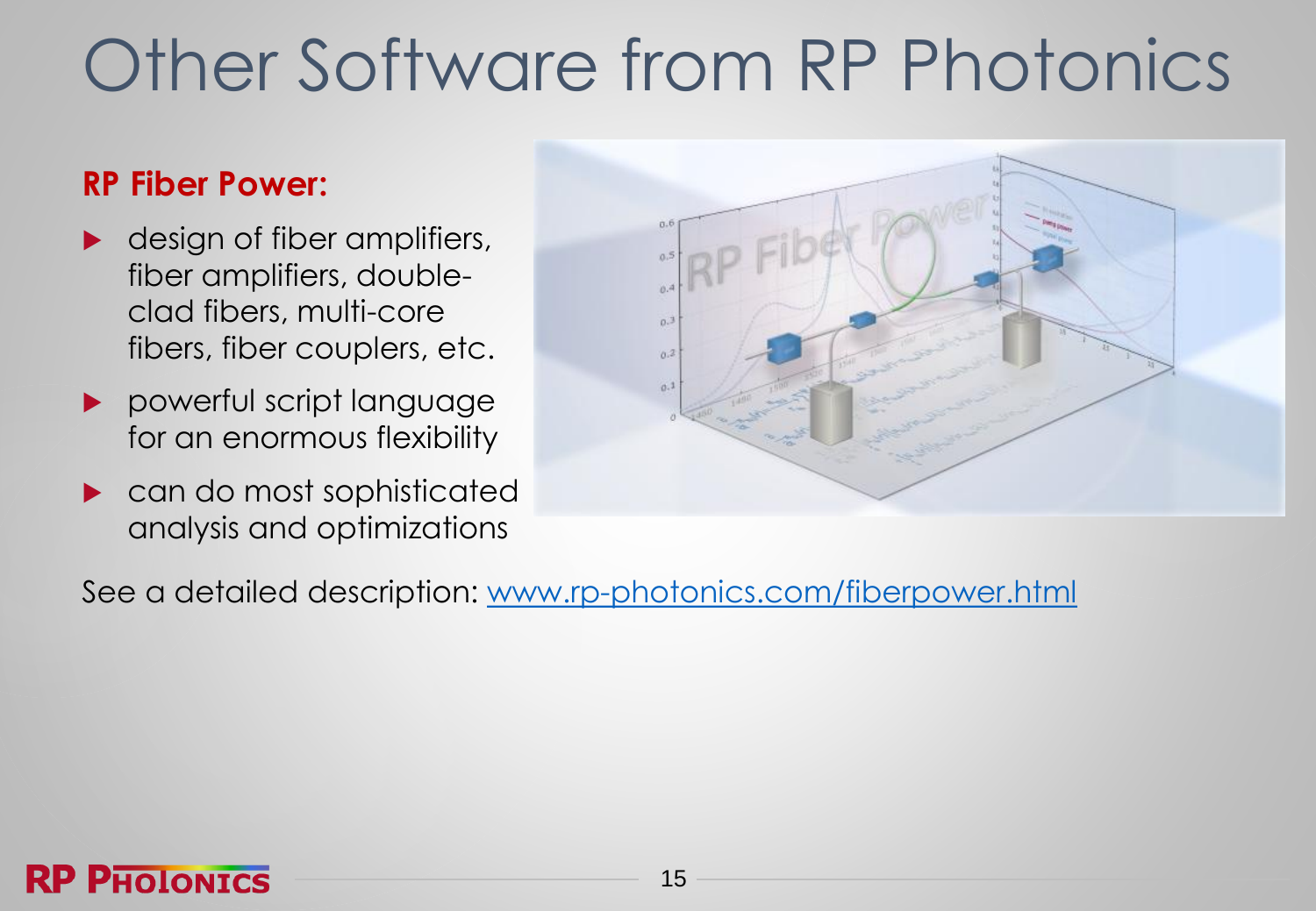# Other Software from RP Photonics

**RP Fiber Power:**

- design of fiber amplifiers, fiber amplifiers, double-clad fibers, multi-core fibers, fiber couplers, etc.
- powerful script language for an enormous flexibility
- can do most sophisticated analysis and optimizations

See a detailed description: [www.rp-photonics.com/fiberpower.html](http://www.rp-photonics.com/fiberpower.html)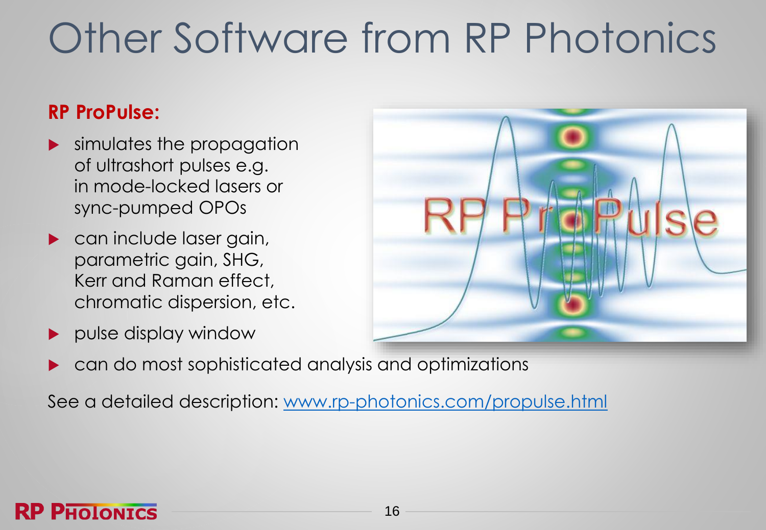# Other Software from RP Photonics

**RP ProPulse:**

- simulates the propagation of ultrashort pulses e.g. in mode-locked lasers or sync-pumped OPOs
- can include laser gain, parametric gain, SHG, Kerr and Raman effect, chromatic dispersion, etc.
- pulse display window
- can do most sophisticated analysis and optimizations

See a detailed description: [www.rp-photonics.com/propulse.html](http://www.rp-photonics.com/propulse.html)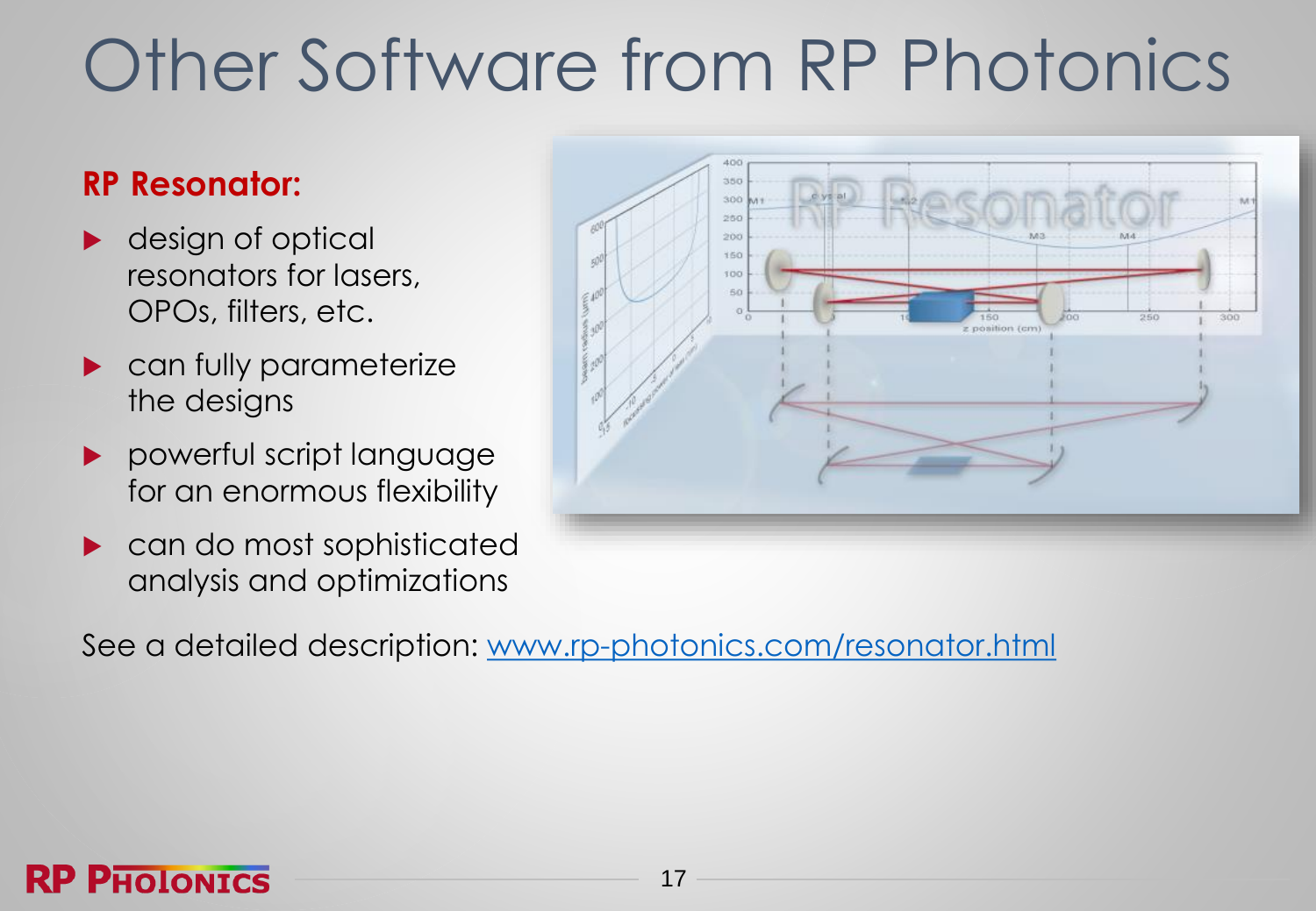# Other Software from RP Photonics

**RP Resonator:**

- design of optical resonators for lasers, OPOs, filters, etc.
- can fully parameterize the designs
- powerful script language for an enormous flexibility
- can do most sophisticated analysis and optimizations

See a detailed description: [www.rp-photonics.com/resonator.html](http://www.rp-photonics.com/resonator.html)